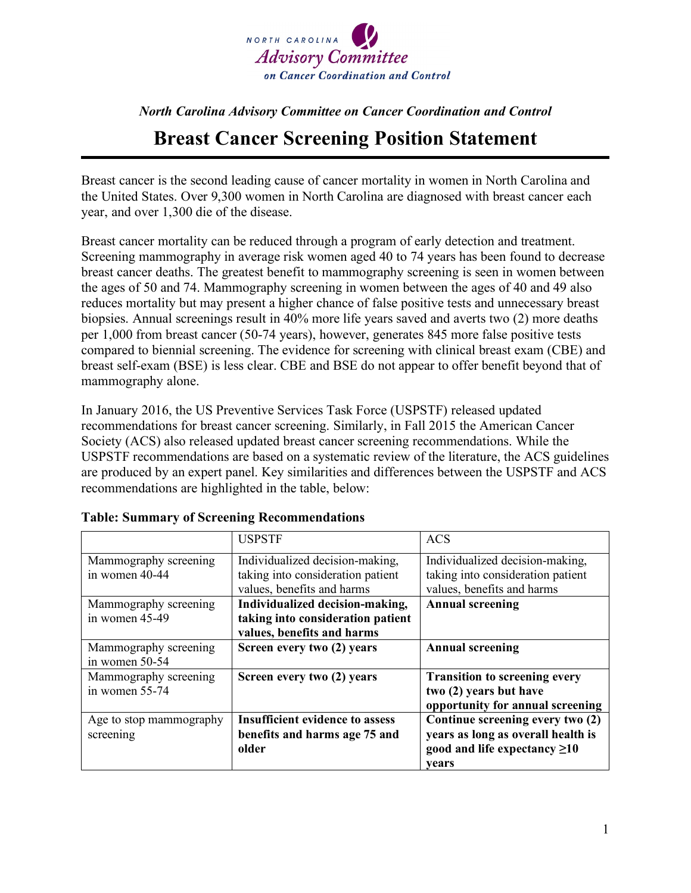NORTH CAROLINA
*Advisory Committee*
*on Cancer Coordination and Control*

*North Carolina Advisory Committee on Cancer Coordination and Control*

# Breast Cancer Screening Position Statement

Breast cancer is the second leading cause of cancer mortality in women in North Carolina and the United States. Over 9,300 women in North Carolina are diagnosed with breast cancer each year, and over 1,300 die of the disease.

Breast cancer mortality can be reduced through a program of early detection and treatment. Screening mammography in average risk women aged 40 to 74 years has been found to decrease breast cancer deaths. The greatest benefit to mammography screening is seen in women between the ages of 50 and 74. Mammography screening in women between the ages of 40 and 49 also reduces mortality but may present a higher chance of false positive tests and unnecessary breast biopsies. Annual screenings result in 40% more life years saved and averts two (2) more deaths per 1,000 from breast cancer (50-74 years), however, generates 845 more false positive tests compared to biennial screening. The evidence for screening with clinical breast exam (CBE) and breast self-exam (BSE) is less clear. CBE and BSE do not appear to offer benefit beyond that of mammography alone.

In January 2016, the US Preventive Services Task Force (USPSTF) released updated recommendations for breast cancer screening. Similarly, in Fall 2015 the American Cancer Society (ACS) also released updated breast cancer screening recommendations. While the USPSTF recommendations are based on a systematic review of the literature, the ACS guidelines are produced by an expert panel. Key similarities and differences between the USPSTF and ACS recommendations are highlighted in the table, below:

**Table: Summary of Screening Recommendations**

| | USPSTF | ACS |
|---|---|---|
| Mammography screening in women 40-44 | Individualized decision-making, taking into consideration patient values, benefits and harms | Individualized decision-making, taking into consideration patient values, benefits and harms |
| Mammography screening in women 45-49 | **Individualized decision-making, taking into consideration patient values, benefits and harms** | **Annual screening** |
| Mammography screening in women 50-54 | **Screen every two (2) years** | **Annual screening** |
| Mammography screening in women 55-74 | **Screen every two (2) years** | **Transition to screening every two (2) years but have opportunity for annual screening** |
| Age to stop mammography screening | **Insufficient evidence to assess benefits and harms age 75 and older** | **Continue screening every two (2) years as long as overall health is good and life expectancy ≥10 years** |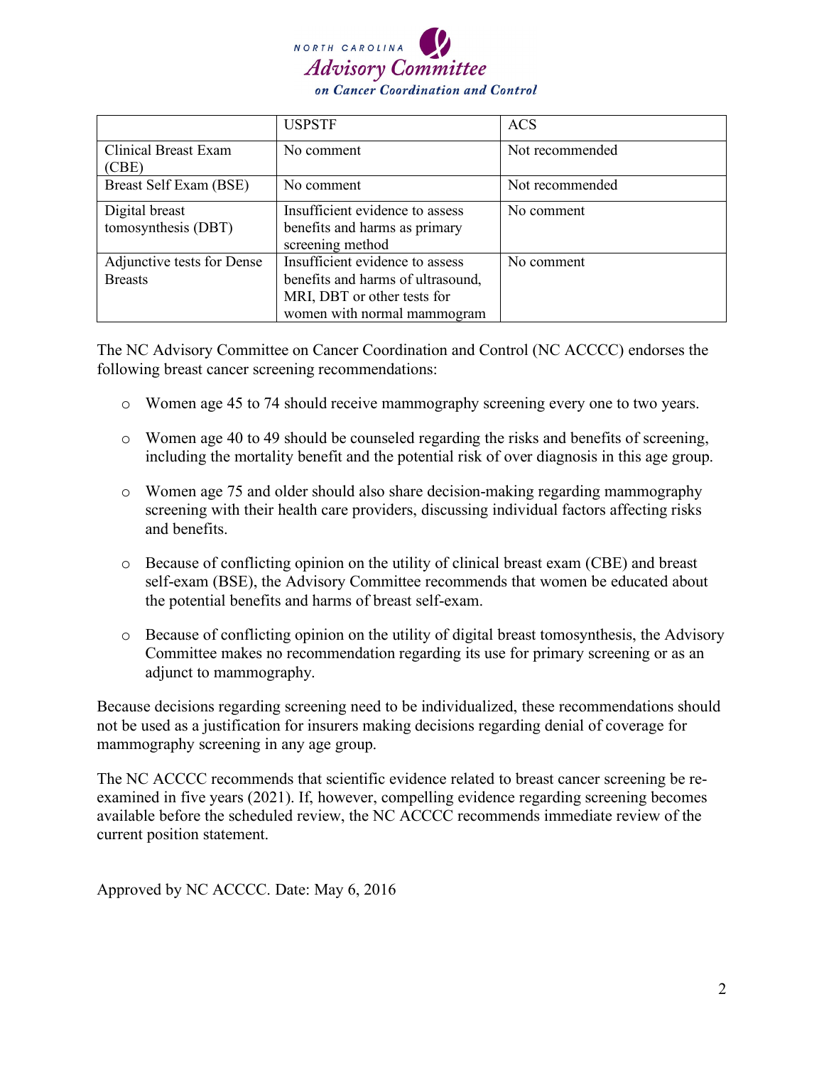|  | USPSTF | ACS |
|---|---|---|
| Clinical Breast Exam (CBE) | No comment | Not recommended |
| Breast Self Exam (BSE) | No comment | Not recommended |
| Digital breast tomosynthesis (DBT) | Insufficient evidence to assess benefits and harms as primary screening method | No comment |
| Adjunctive tests for Dense Breasts | Insufficient evidence to assess benefits and harms of ultrasound, MRI, DBT or other tests for women with normal mammogram | No comment |

The NC Advisory Committee on Cancer Coordination and Control (NC ACCCC) endorses the following breast cancer screening recommendations:

- Women age 45 to 74 should receive mammography screening every one to two years.
- Women age 40 to 49 should be counseled regarding the risks and benefits of screening, including the mortality benefit and the potential risk of over diagnosis in this age group.
- Women age 75 and older should also share decision-making regarding mammography screening with their health care providers, discussing individual factors affecting risks and benefits.
- Because of conflicting opinion on the utility of clinical breast exam (CBE) and breast self-exam (BSE), the Advisory Committee recommends that women be educated about the potential benefits and harms of breast self-exam.
- Because of conflicting opinion on the utility of digital breast tomosynthesis, the Advisory Committee makes no recommendation regarding its use for primary screening or as an adjunct to mammography.

Because decisions regarding screening need to be individualized, these recommendations should not be used as a justification for insurers making decisions regarding denial of coverage for mammography screening in any age group.

The NC ACCCC recommends that scientific evidence related to breast cancer screening be re-examined in five years (2021). If, however, compelling evidence regarding screening becomes available before the scheduled review, the NC ACCCC recommends immediate review of the current position statement.

Approved by NC ACCCC. Date: May 6, 2016